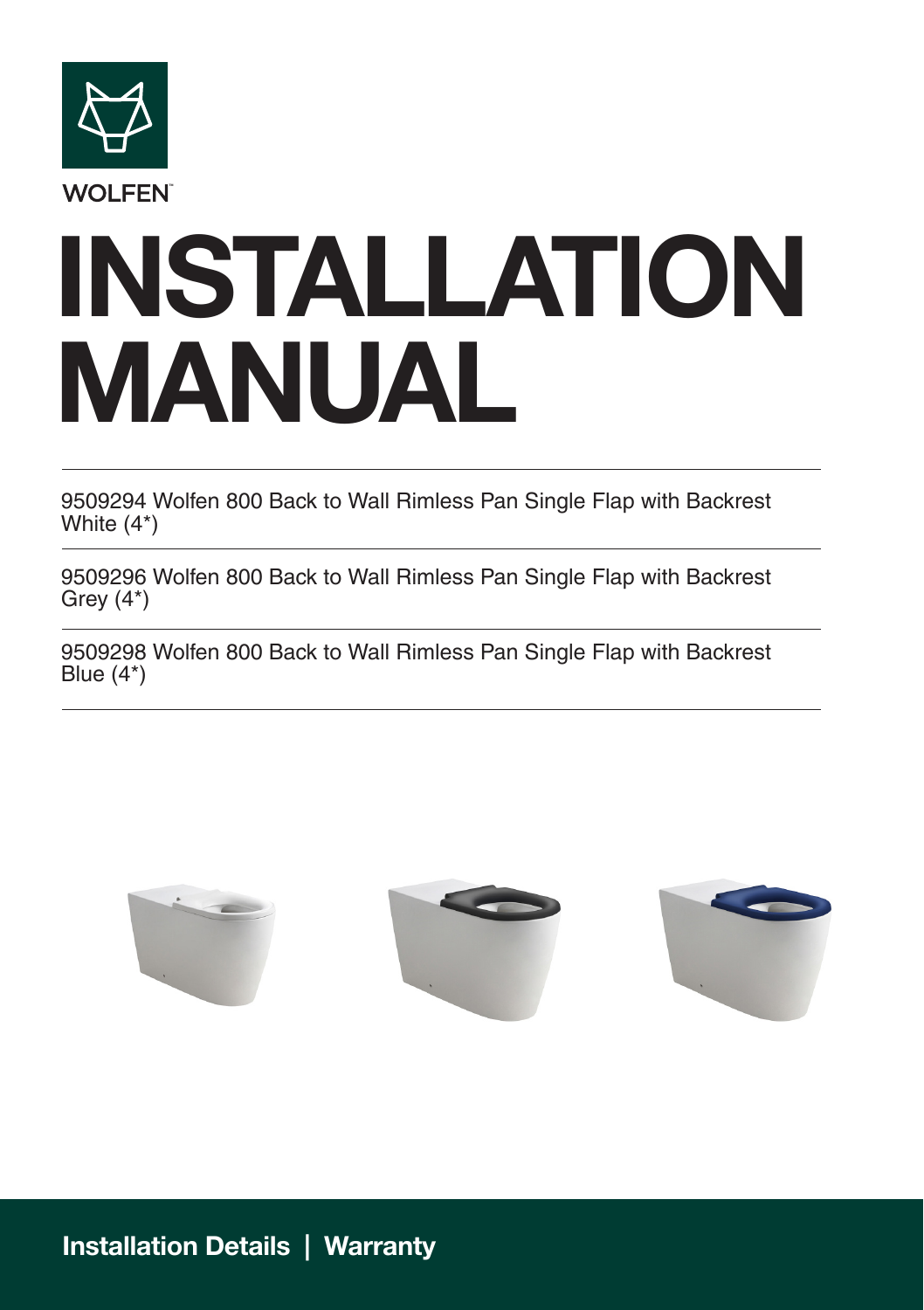WOLFEN™

# INSTALLATION MANUAL

9509294 Wolfen 800 Back to Wall Rimless Pan Single Flap with Backrest White (4*)

9509296 Wolfen 800 Back to Wall Rimless Pan Single Flap with Backrest Grey (4*)

9509298 Wolfen 800 Back to Wall Rimless Pan Single Flap with Backrest Blue (4*)

**Installation Details | Warranty**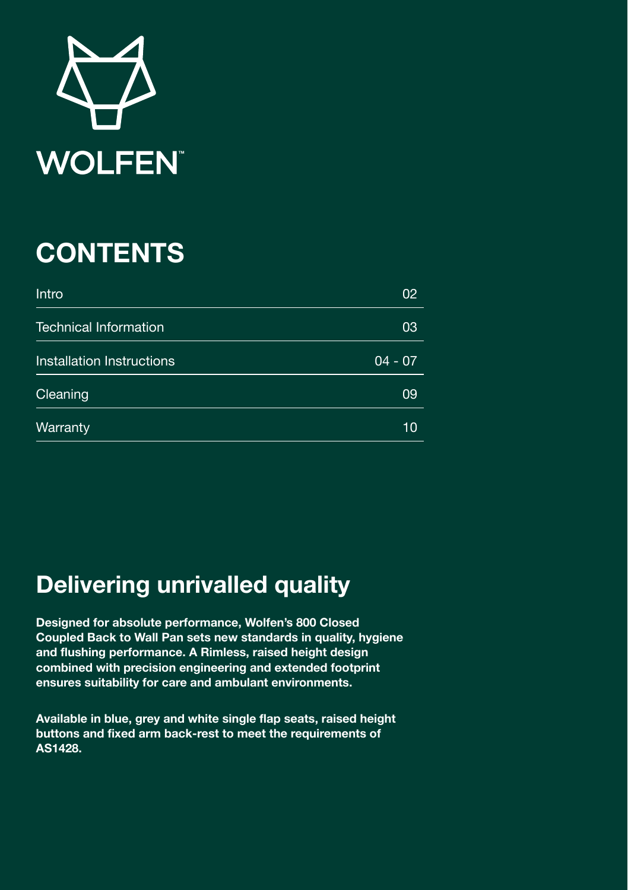WOLFEN™

# CONTENTS

| | |
|---|---|
| Intro | 02 |
| Technical Information | 03 |
| Installation Instructions | 04 - 07 |
| Cleaning | 09 |
| Warranty | 10 |

## Delivering unrivalled quality

**Designed for absolute performance, Wolfen's 800 Closed Coupled Back to Wall Pan sets new standards in quality, hygiene and flushing performance. A Rimless, raised height design combined with precision engineering and extended footprint ensures suitability for care and ambulant environments.**

**Available in blue, grey and white single flap seats, raised height buttons and fixed arm back-rest to meet the requirements of AS1428.**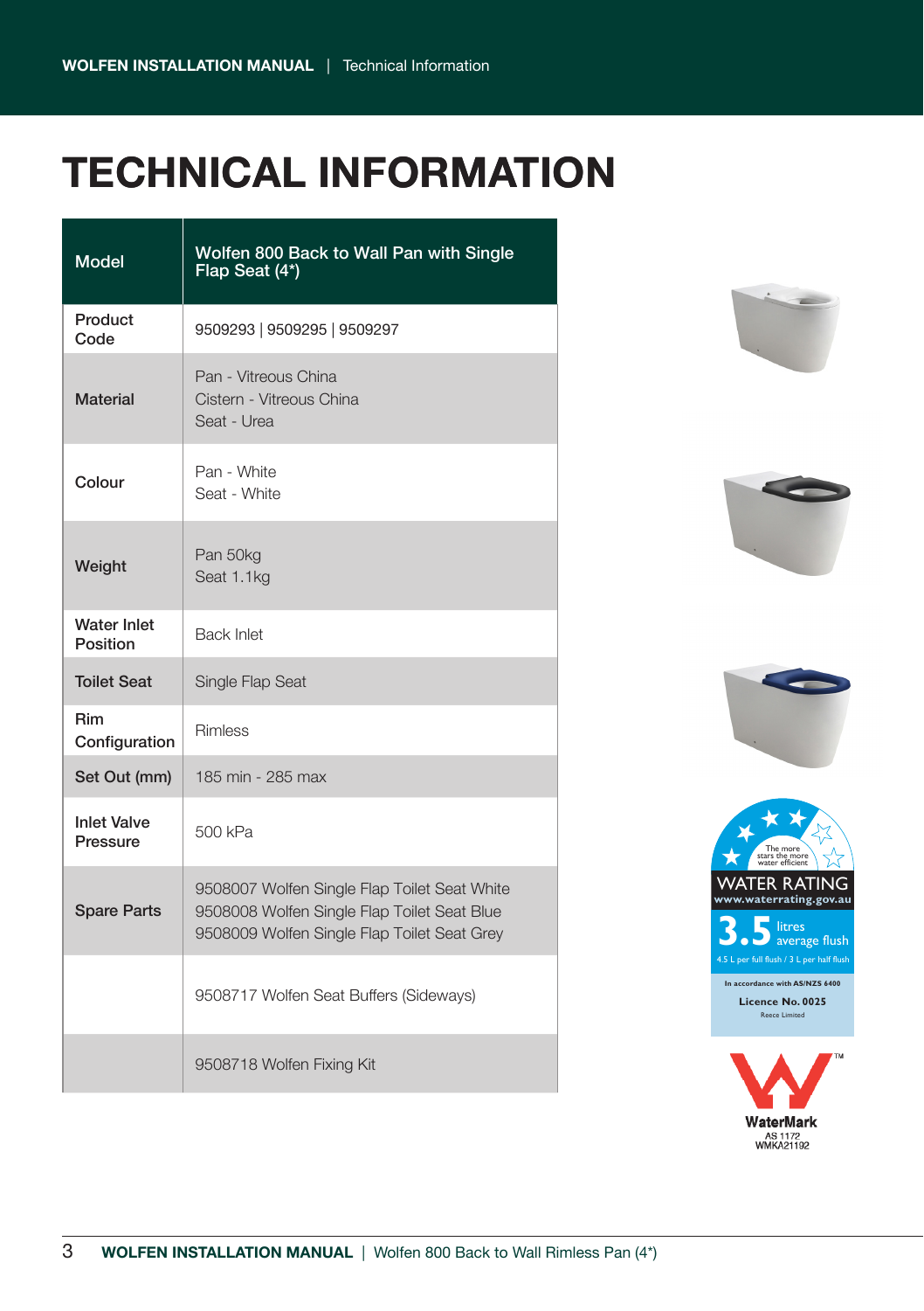# TECHNICAL INFORMATION

| Model | Wolfen 800 Back to Wall Pan with Single Flap Seat (4*) |
|---|---|
| Product Code | 9509293 \| 9509295 \| 9509297 |
| Material | Pan - Vitreous China<br>Cistern - Vitreous China<br>Seat - Urea |
| Colour | Pan - White<br>Seat - White |
| Weight | Pan 50kg<br>Seat 1.1kg |
| Water Inlet Position | Back Inlet |
| Toilet Seat | Single Flap Seat |
| Rim Configuration | Rimless |
| Set Out (mm) | 185 min - 285 max |
| Inlet Valve Pressure | 500 kPa |
| Spare Parts | 9508007 Wolfen Single Flap Toilet Seat White<br>9508008 Wolfen Single Flap Toilet Seat Blue<br>9508009 Wolfen Single Flap Toilet Seat Grey |
| | 9508717 Wolfen Seat Buffers (Sideways) |
| | 9508718 Wolfen Fixing Kit |

The more stars the more water efficient

WATER RATING
www.waterrating.gov.au

3.5 litres average flush

4.5 L per full flush / 3 L per half flush

In accordance with AS/NZS 6400

Licence No. 0025

Reece Limited

WaterMark™
AS 1172
WMKA21192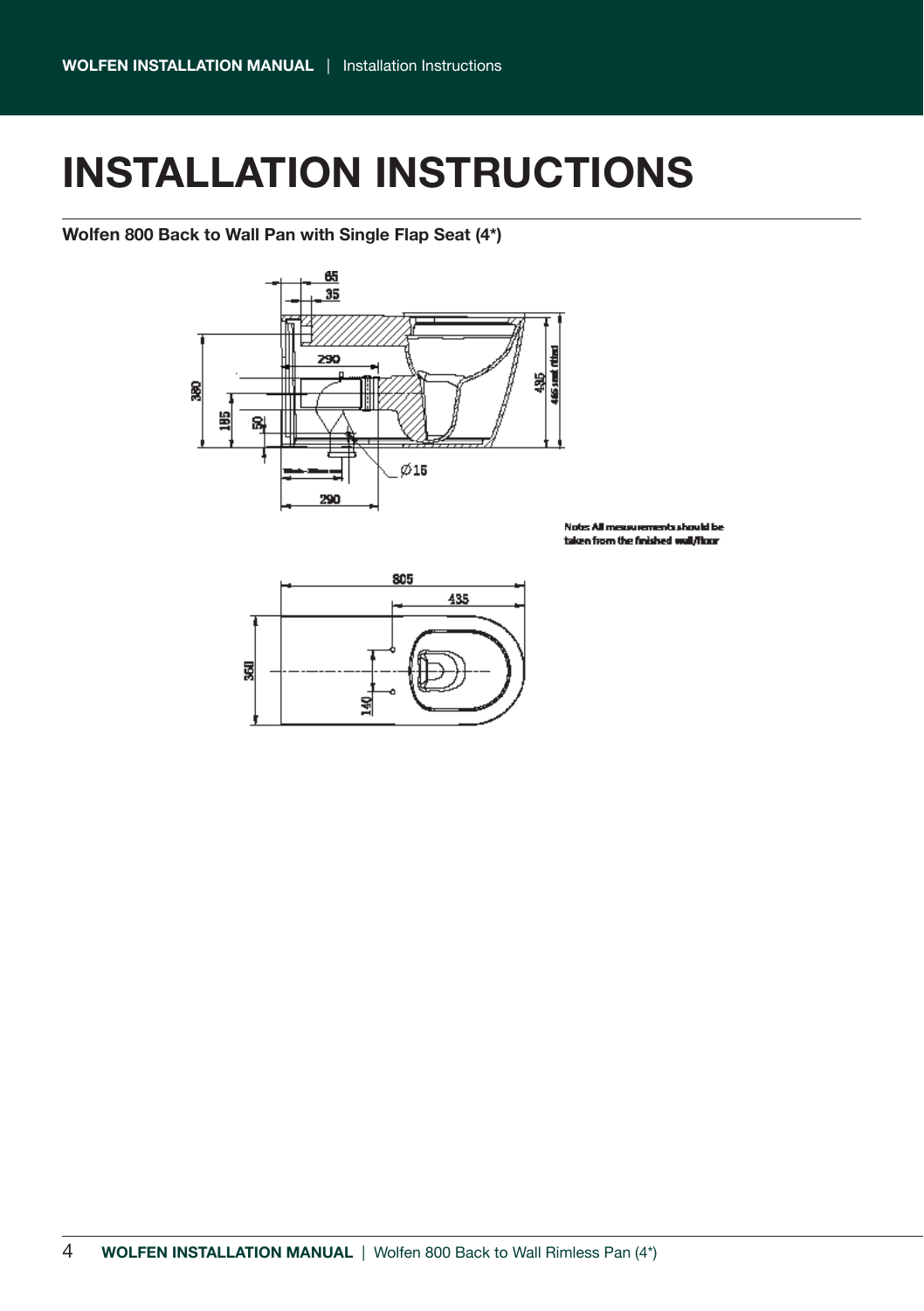# INSTALLATION INSTRUCTIONS

**Wolfen 800 Back to Wall Pan with Single Flap Seat (4*)**

Note: All measurements should be taken from the finished wall/floor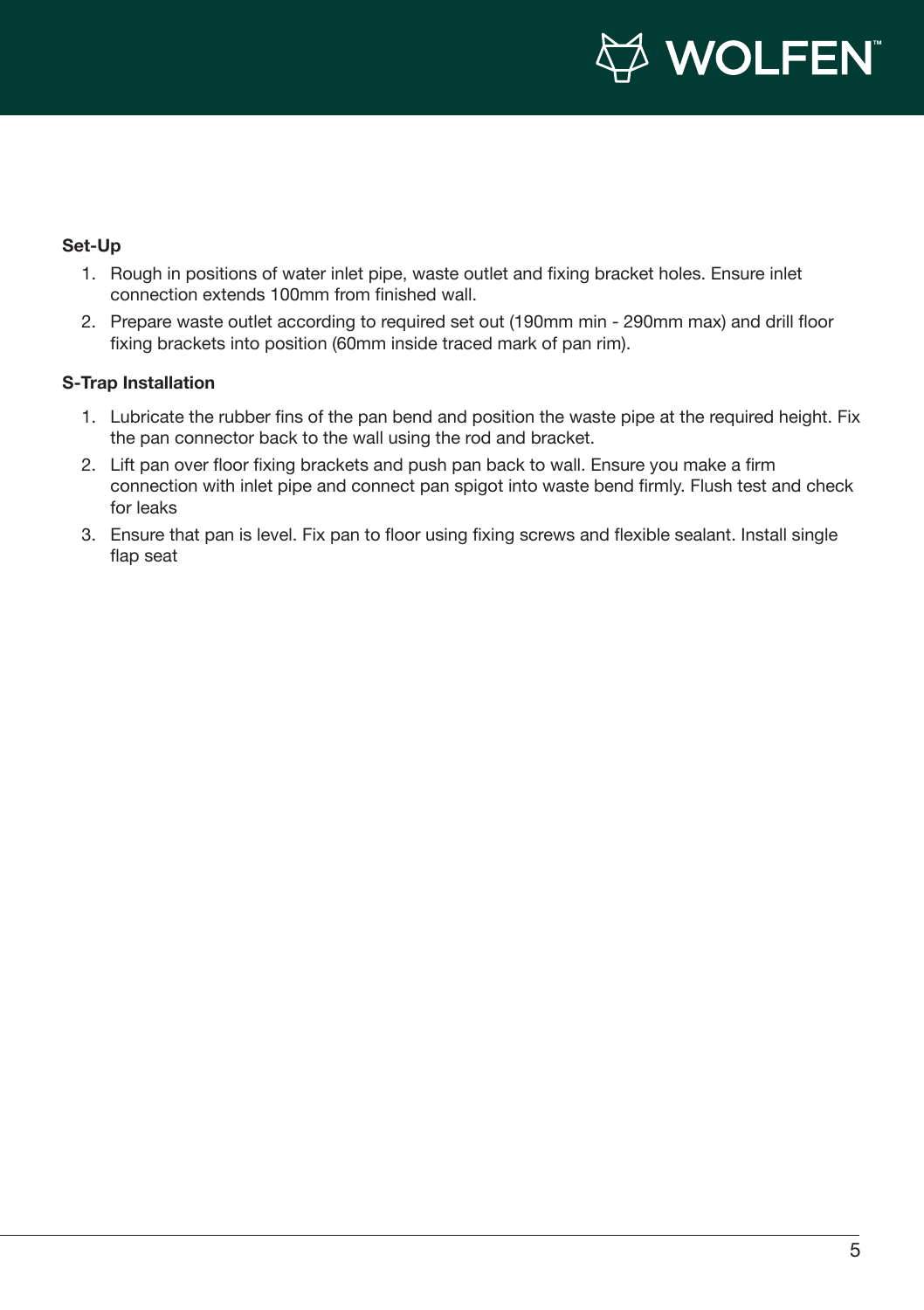**Set-Up**

1. Rough in positions of water inlet pipe, waste outlet and fixing bracket holes. Ensure inlet connection extends 100mm from finished wall.
2. Prepare waste outlet according to required set out (190mm min - 290mm max) and drill floor fixing brackets into position (60mm inside traced mark of pan rim).

**S-Trap Installation**

1. Lubricate the rubber fins of the pan bend and position the waste pipe at the required height. Fix the pan connector back to the wall using the rod and bracket.
2. Lift pan over floor fixing brackets and push pan back to wall. Ensure you make a firm connection with inlet pipe and connect pan spigot into waste bend firmly. Flush test and check for leaks
3. Ensure that pan is level. Fix pan to floor using fixing screws and flexible sealant. Install single flap seat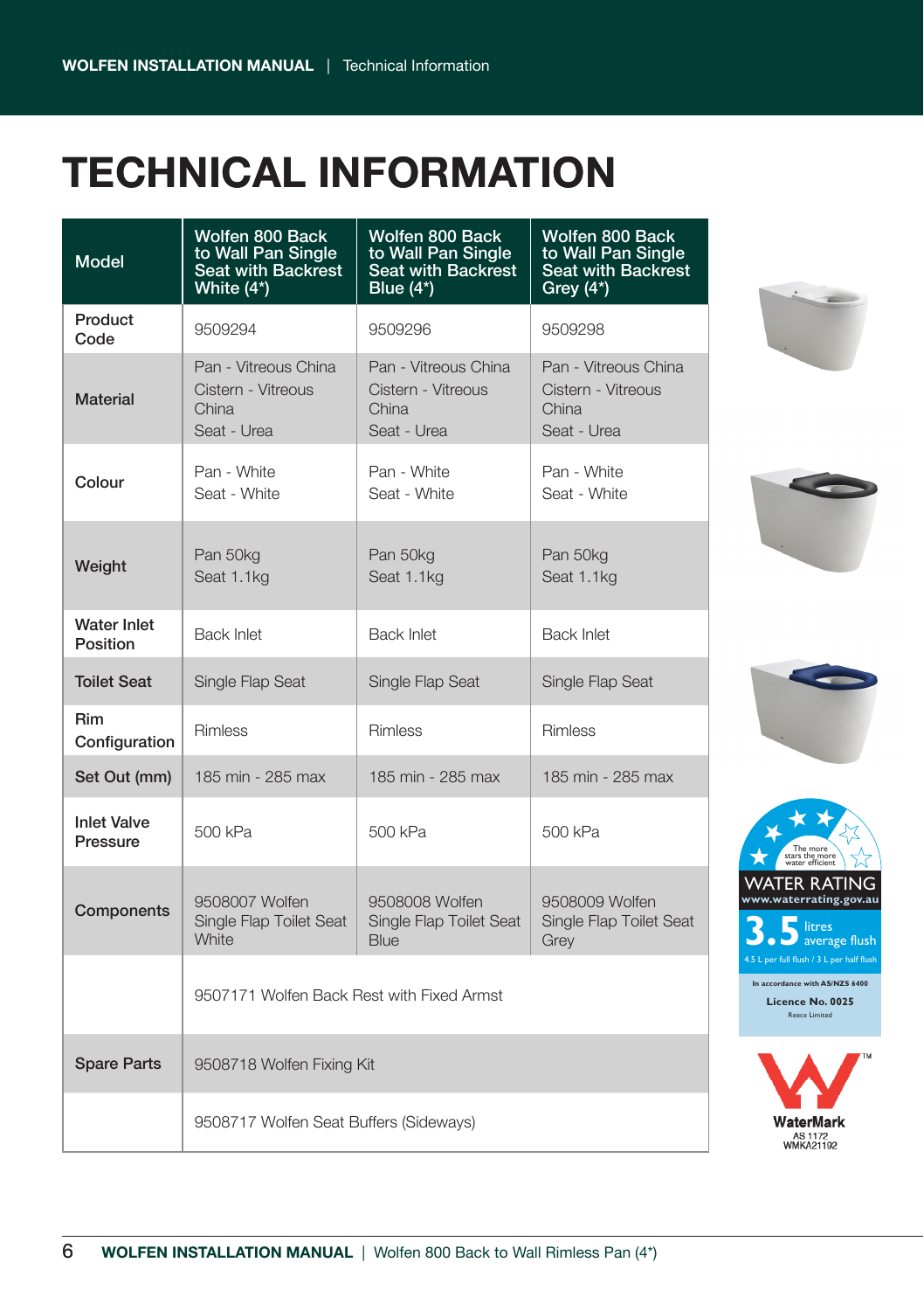# TECHNICAL INFORMATION

| Model | Wolfen 800 Back to Wall Pan Single Seat with Backrest White (4*) | Wolfen 800 Back to Wall Pan Single Seat with Backrest Blue (4*) | Wolfen 800 Back to Wall Pan Single Seat with Backrest Grey (4*) |
|---|---|---|---|
| Product Code | 9509294 | 9509296 | 9509298 |
| Material | Pan - Vitreous China<br>Cistern - Vitreous China<br>Seat - Urea | Pan - Vitreous China<br>Cistern - Vitreous China<br>Seat - Urea | Pan - Vitreous China<br>Cistern - Vitreous China<br>Seat - Urea |
| Colour | Pan - White<br>Seat - White | Pan - White<br>Seat - White | Pan - White<br>Seat - White |
| Weight | Pan 50kg<br>Seat 1.1kg | Pan 50kg<br>Seat 1.1kg | Pan 50kg<br>Seat 1.1kg |
| Water Inlet Position | Back Inlet | Back Inlet | Back Inlet |
| Toilet Seat | Single Flap Seat | Single Flap Seat | Single Flap Seat |
| Rim Configuration | Rimless | Rimless | Rimless |
| Set Out (mm) | 185 min - 285 max | 185 min - 285 max | 185 min - 285 max |
| Inlet Valve Pressure | 500 kPa | 500 kPa | 500 kPa |
| Components | 9508007 Wolfen Single Flap Toilet Seat White | 9508008 Wolfen Single Flap Toilet Seat Blue | 9508009 Wolfen Single Flap Toilet Seat Grey |
| | 9507171 Wolfen Back Rest with Fixed Armst | | |
| Spare Parts | 9508718 Wolfen Fixing Kit | | |
| | 9508717 Wolfen Seat Buffers (Sideways) | | |

The more stars the more water efficient

WATER RATING
www.waterrating.gov.au

3.5 litres average flush
4.5 L per full flush / 3 L per half flush

In accordance with AS/NZS 6400
Licence No. 0025
Reece Limited

WaterMark
AS 1172
WMKA21192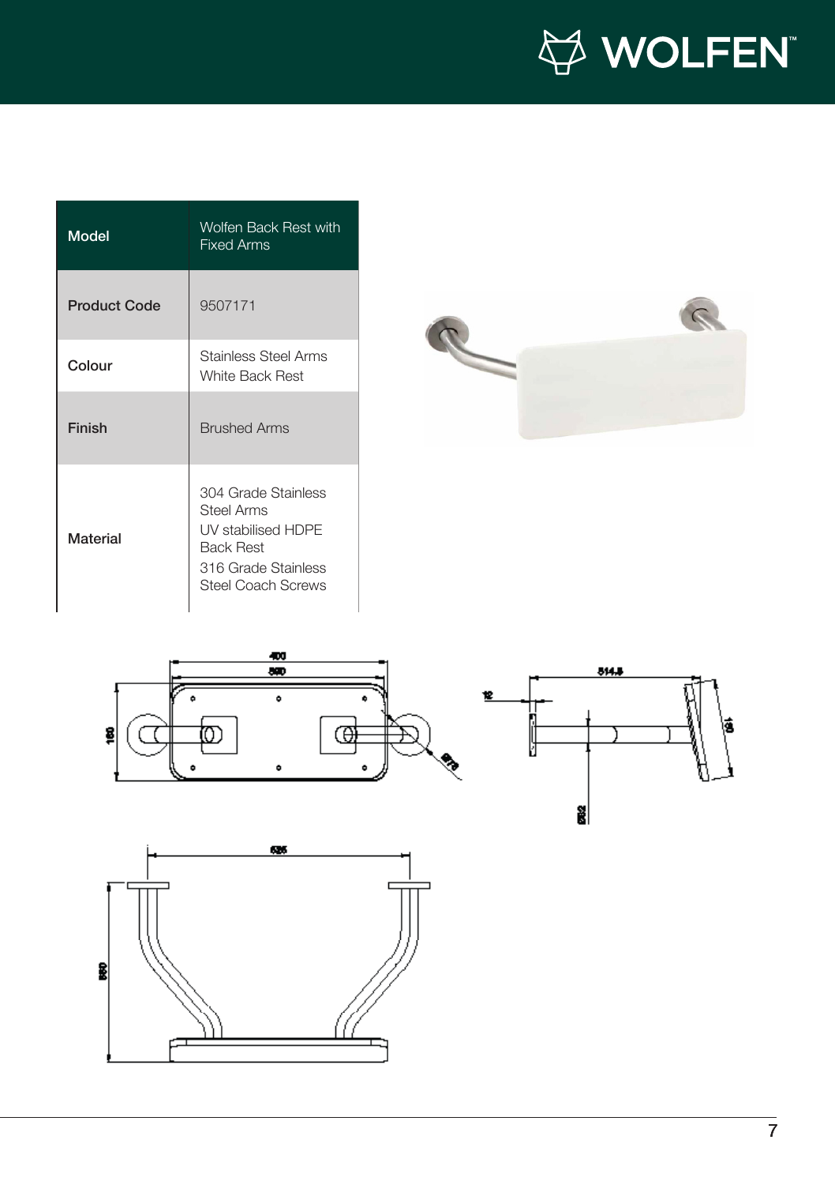| Model | Wolfen Back Rest with Fixed Arms |
|---|---|
| Product Code | 9507171 |
| Colour | Stainless Steel Arms<br>White Back Rest |
| Finish | Brushed Arms |
| Material | 304 Grade Stainless Steel Arms<br>UV stabilised HDPE Back Rest<br>316 Grade Stainless Steel Coach Screws |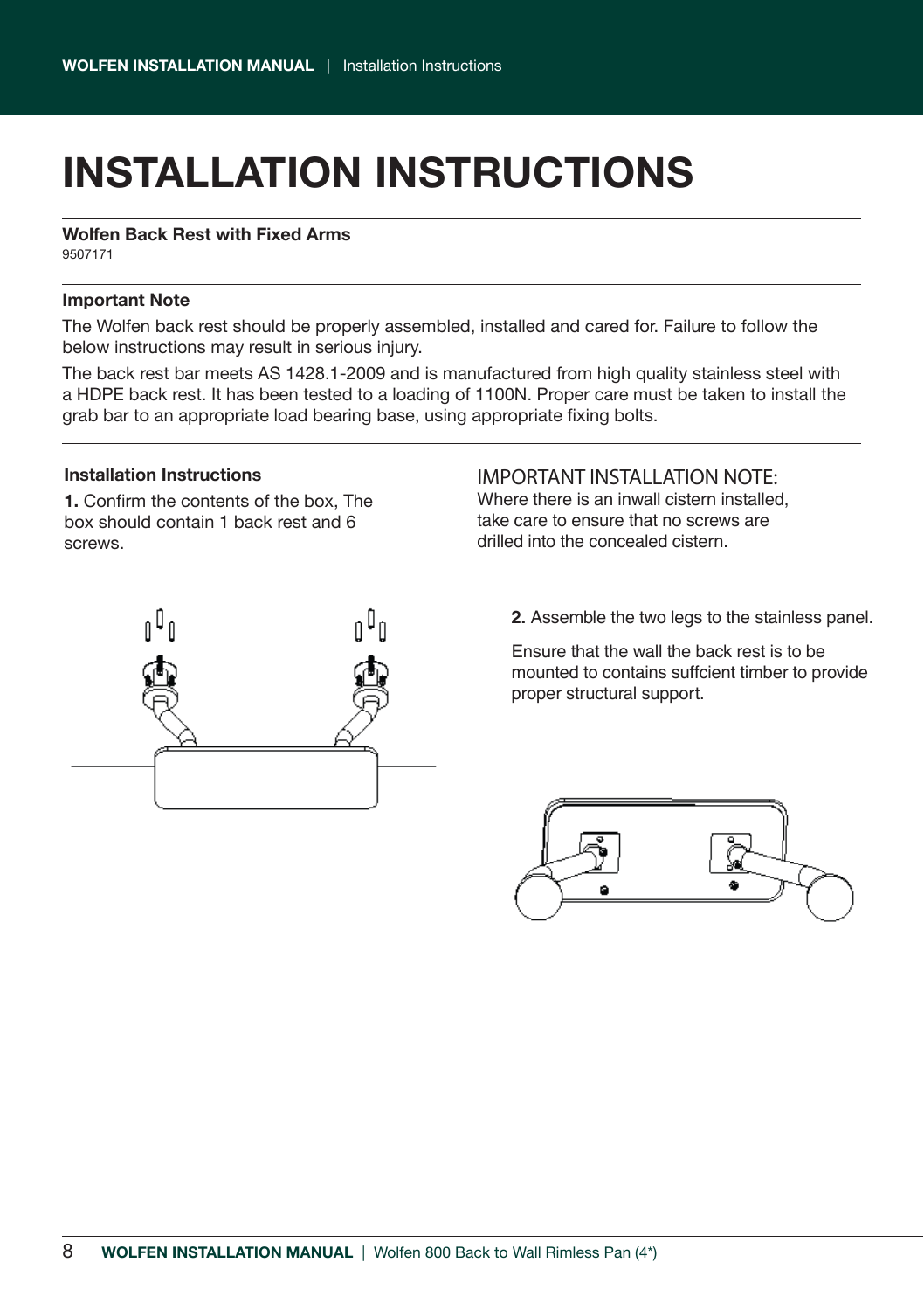# INSTALLATION INSTRUCTIONS

**Wolfen Back Rest with Fixed Arms**
9507171

**Important Note**

The Wolfen back rest should be properly assembled, installed and cared for. Failure to follow the below instructions may result in serious injury.

The back rest bar meets AS 1428.1-2009 and is manufactured from high quality stainless steel with a HDPE back rest. It has been tested to a loading of 1100N. Proper care must be taken to install the grab bar to an appropriate load bearing base, using appropriate fixing bolts.

**Installation Instructions**

**1.** Confirm the contents of the box, The box should contain 1 back rest and 6 screws.

IMPORTANT INSTALLATION NOTE:
Where there is an inwall cistern installed, take care to ensure that no screws are drilled into the concealed cistern.

**2.** Assemble the two legs to the stainless panel.

Ensure that the wall the back rest is to be mounted to contains suffcient timber to provide proper structural support.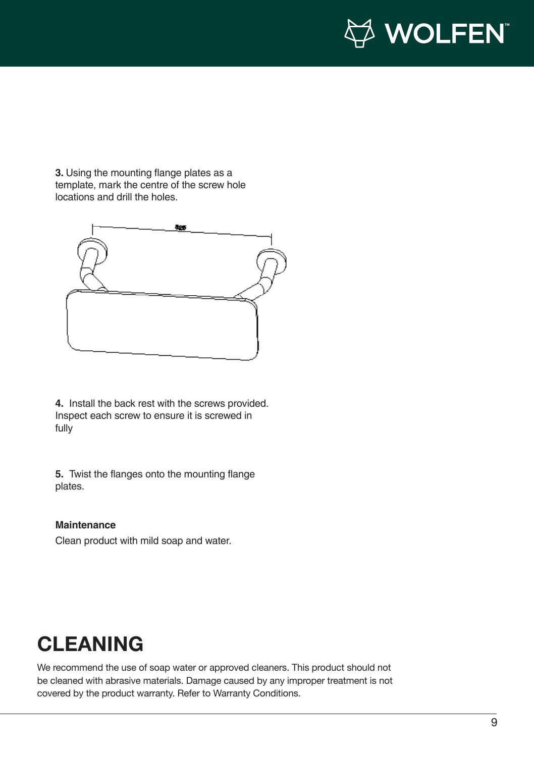**3.** Using the mounting flange plates as a template, mark the centre of the screw hole locations and drill the holes.

**4.** Install the back rest with the screws provided. Inspect each screw to ensure it is screwed in fully

**5.** Twist the flanges onto the mounting flange plates.

**Maintenance**

Clean product with mild soap and water.

# CLEANING

We recommend the use of soap water or approved cleaners. This product should not be cleaned with abrasive materials. Damage caused by any improper treatment is not covered by the product warranty. Refer to Warranty Conditions.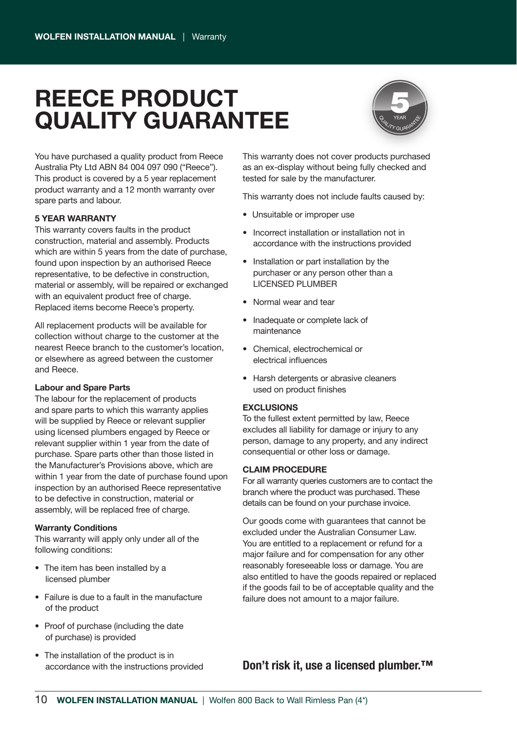# REECE PRODUCT QUALITY GUARANTEE

You have purchased a quality product from Reece Australia Pty Ltd ABN 84 004 097 090 ("Reece"). This product is covered by a 5 year replacement product warranty and a 12 month warranty over spare parts and labour.

**5 YEAR WARRANTY**

This warranty covers faults in the product construction, material and assembly. Products which are within 5 years from the date of purchase, found upon inspection by an authorised Reece representative, to be defective in construction, material or assembly, will be repaired or exchanged with an equivalent product free of charge. Replaced items become Reece's property.

All replacement products will be available for collection without charge to the customer at the nearest Reece branch to the customer's location, or elsewhere as agreed between the customer and Reece.

**Labour and Spare Parts**

The labour for the replacement of products and spare parts to which this warranty applies will be supplied by Reece or relevant supplier using licensed plumbers engaged by Reece or relevant supplier within 1 year from the date of purchase. Spare parts other than those listed in the Manufacturer's Provisions above, which are within 1 year from the date of purchase found upon inspection by an authorised Reece representative to be defective in construction, material or assembly, will be replaced free of charge.

**Warranty Conditions**

This warranty will apply only under all of the following conditions:

- The item has been installed by a licensed plumber
- Failure is due to a fault in the manufacture of the product
- Proof of purchase (including the date of purchase) is provided
- The installation of the product is in accordance with the instructions provided

This warranty does not cover products purchased as an ex-display without being fully checked and tested for sale by the manufacturer.

This warranty does not include faults caused by:

- Unsuitable or improper use
- Incorrect installation or installation not in accordance with the instructions provided
- Installation or part installation by the purchaser or any person other than a LICENSED PLUMBER
- Normal wear and tear
- Inadequate or complete lack of maintenance
- Chemical, electrochemical or electrical influences
- Harsh detergents or abrasive cleaners used on product finishes

**EXCLUSIONS**

To the fullest extent permitted by law, Reece excludes all liability for damage or injury to any person, damage to any property, and any indirect consequential or other loss or damage.

**CLAIM PROCEDURE**

For all warranty queries customers are to contact the branch where the product was purchased. These details can be found on your purchase invoice.

Our goods come with guarantees that cannot be excluded under the Australian Consumer Law. You are entitled to a replacement or refund for a major failure and for compensation for any other reasonably foreseeable loss or damage. You are also entitled to have the goods repaired or replaced if the goods fail to be of acceptable quality and the failure does not amount to a major failure.

**Don't risk it, use a licensed plumber.™**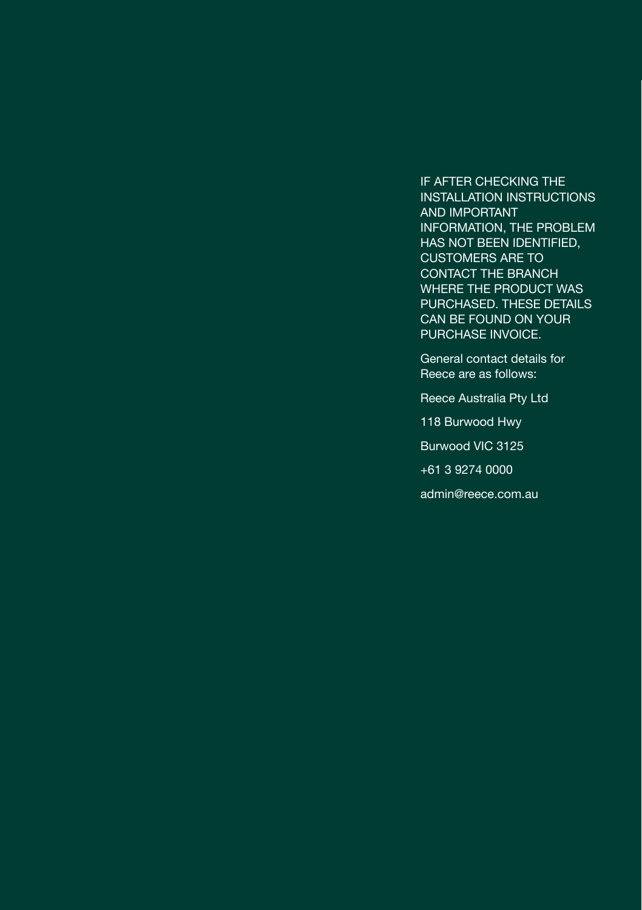IF AFTER CHECKING THE INSTALLATION INSTRUCTIONS AND IMPORTANT INFORMATION, THE PROBLEM HAS NOT BEEN IDENTIFIED, CUSTOMERS ARE TO CONTACT THE BRANCH WHERE THE PRODUCT WAS PURCHASED. THESE DETAILS CAN BE FOUND ON YOUR PURCHASE INVOICE.

General contact details for Reece are as follows:

Reece Australia Pty Ltd

118 Burwood Hwy

Burwood VIC 3125

+61 3 9274 0000

admin@reece.com.au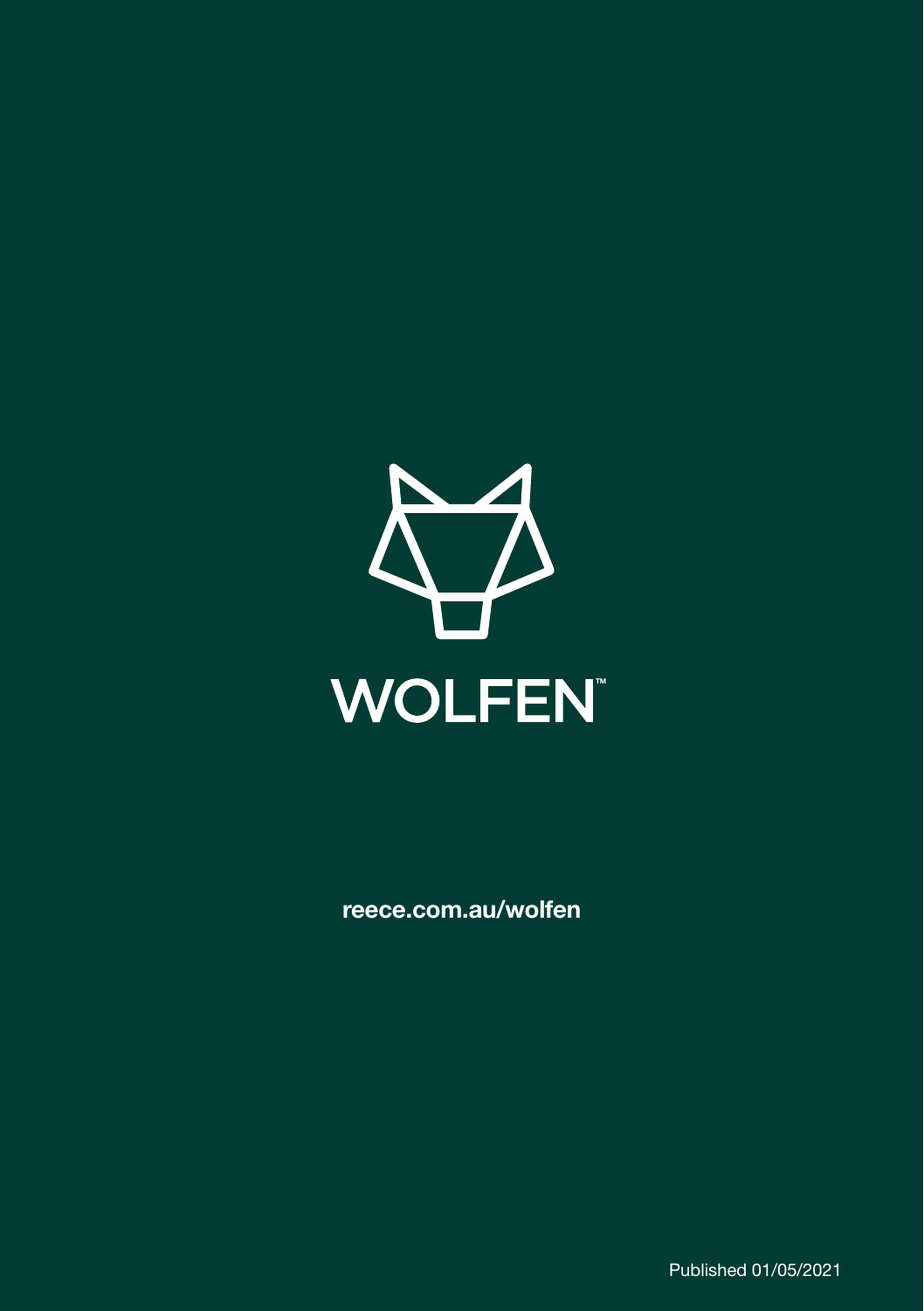WOLFEN™

**reece.com.au/wolfen**

Published 01/05/2021